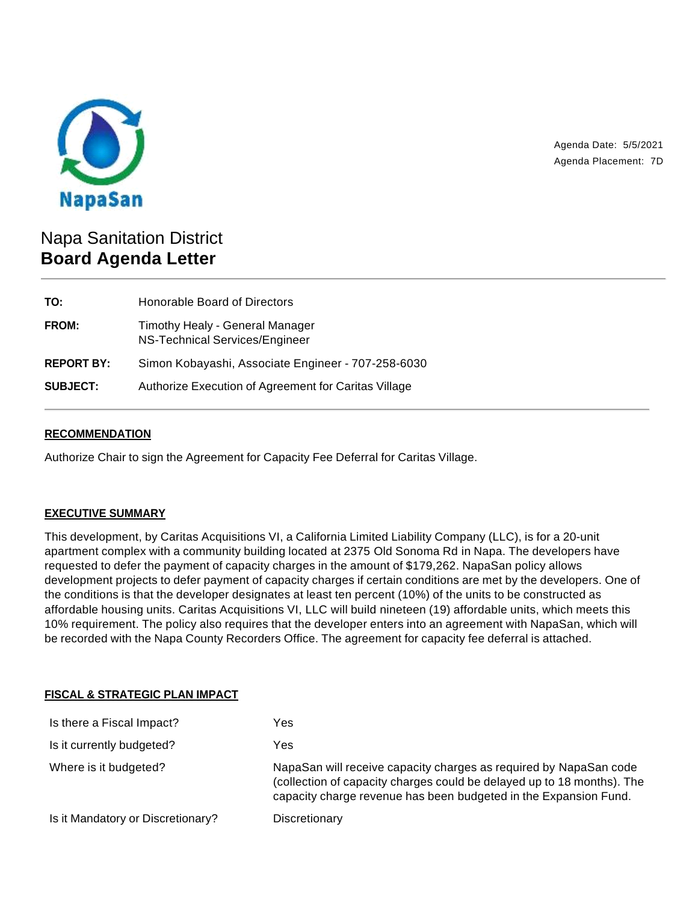NapaSan

Agenda Date: 5/5/2021
Agenda Placement: 7D

# Napa Sanitation District
# **Board Agenda Letter**

| | |
|---|---|
| **TO:** | Honorable Board of Directors |
| **FROM:** | Timothy Healy - General Manager<br>NS-Technical Services/Engineer |
| **REPORT BY:** | Simon Kobayashi, Associate Engineer - 707-258-6030 |
| **SUBJECT:** | Authorize Execution of Agreement for Caritas Village |

## RECOMMENDATION

Authorize Chair to sign the Agreement for Capacity Fee Deferral for Caritas Village.

## EXECUTIVE SUMMARY

This development, by Caritas Acquisitions VI, a California Limited Liability Company (LLC), is for a 20-unit apartment complex with a community building located at 2375 Old Sonoma Rd in Napa. The developers have requested to defer the payment of capacity charges in the amount of $179,262. NapaSan policy allows development projects to defer payment of capacity charges if certain conditions are met by the developers. One of the conditions is that the developer designates at least ten percent (10%) of the units to be constructed as affordable housing units. Caritas Acquisitions VI, LLC will build nineteen (19) affordable units, which meets this 10% requirement. The policy also requires that the developer enters into an agreement with NapaSan, which will be recorded with the Napa County Recorders Office. The agreement for capacity fee deferral is attached.

## FISCAL & STRATEGIC PLAN IMPACT

| | |
|---|---|
| Is there a Fiscal Impact? | Yes |
| Is it currently budgeted? | Yes |
| Where is it budgeted? | NapaSan will receive capacity charges as required by NapaSan code (collection of capacity charges could be delayed up to 18 months). The capacity charge revenue has been budgeted in the Expansion Fund. |
| Is it Mandatory or Discretionary? | Discretionary |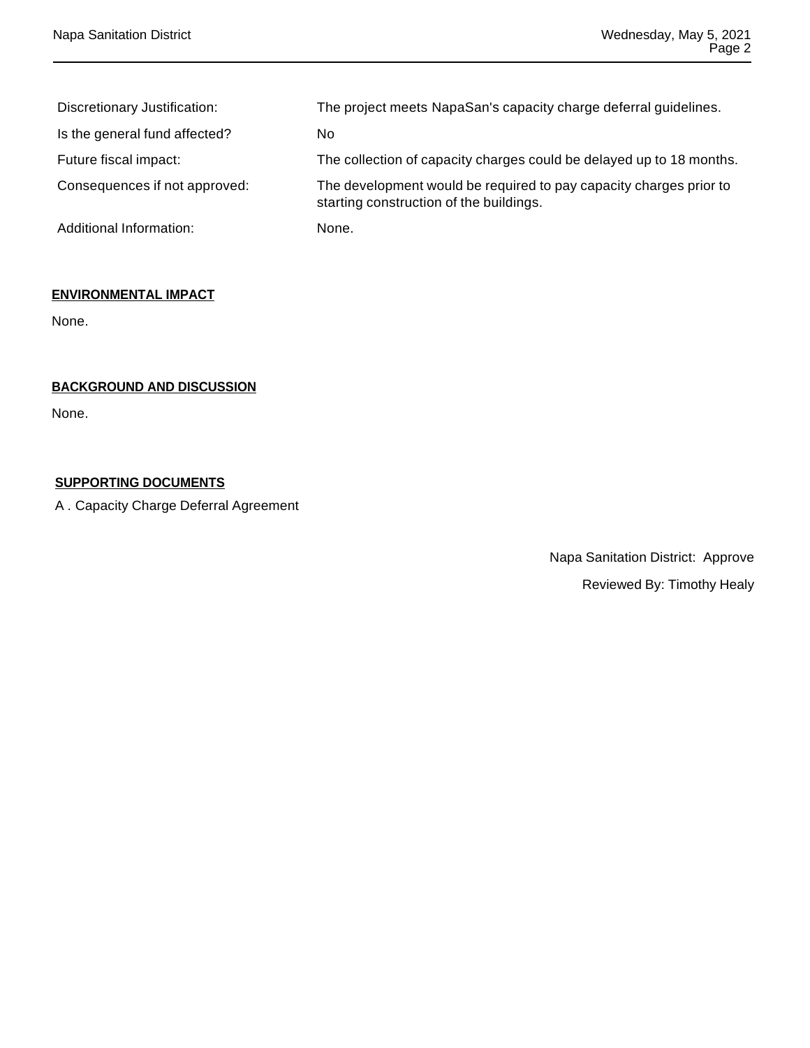| | |
|---|---|
| Discretionary Justification: | The project meets NapaSan's capacity charge deferral guidelines. |
| Is the general fund affected? | No |
| Future fiscal impact: | The collection of capacity charges could be delayed up to 18 months. |
| Consequences if not approved: | The development would be required to pay capacity charges prior to starting construction of the buildings. |
| Additional Information: | None. |

**ENVIRONMENTAL IMPACT**

None.

**BACKGROUND AND DISCUSSION**

None.

**SUPPORTING DOCUMENTS**

A . Capacity Charge Deferral Agreement

Napa Sanitation District: Approve

Reviewed By: Timothy Healy